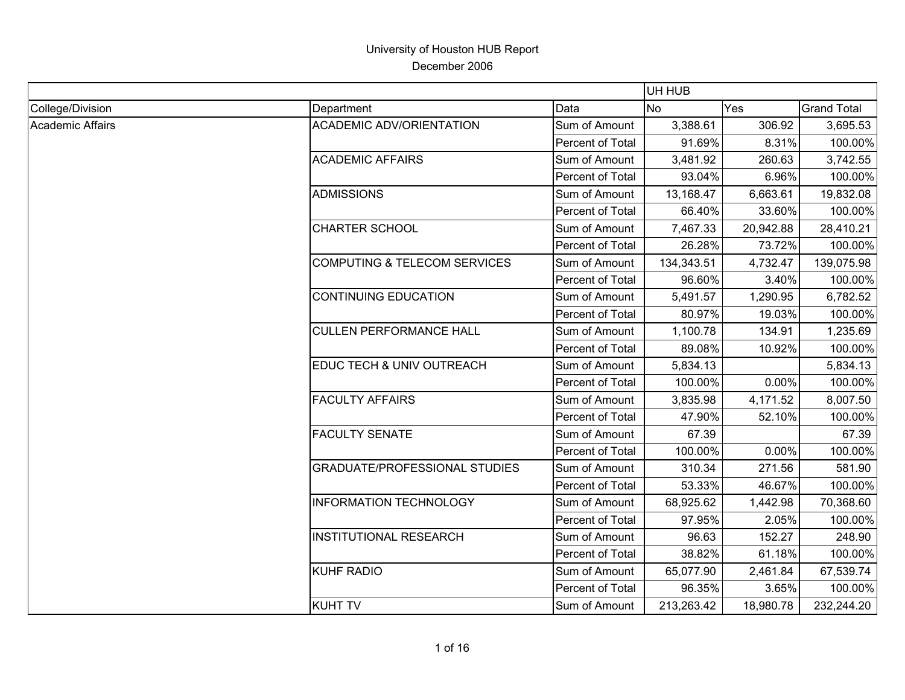University of Houston HUB Report

December 2006

| | | | UH HUB | | |
|---|---|---|---|---|---|
| College/Division | Department | Data | No | Yes | Grand Total |
| Academic Affairs | ACADEMIC ADV/ORIENTATION | Sum of Amount | 3,388.61 | 306.92 | 3,695.53 |
| | | Percent of Total | 91.69% | 8.31% | 100.00% |
| | ACADEMIC AFFAIRS | Sum of Amount | 3,481.92 | 260.63 | 3,742.55 |
| | | Percent of Total | 93.04% | 6.96% | 100.00% |
| | ADMISSIONS | Sum of Amount | 13,168.47 | 6,663.61 | 19,832.08 |
| | | Percent of Total | 66.40% | 33.60% | 100.00% |
| | CHARTER SCHOOL | Sum of Amount | 7,467.33 | 20,942.88 | 28,410.21 |
| | | Percent of Total | 26.28% | 73.72% | 100.00% |
| | COMPUTING & TELECOM SERVICES | Sum of Amount | 134,343.51 | 4,732.47 | 139,075.98 |
| | | Percent of Total | 96.60% | 3.40% | 100.00% |
| | CONTINUING EDUCATION | Sum of Amount | 5,491.57 | 1,290.95 | 6,782.52 |
| | | Percent of Total | 80.97% | 19.03% | 100.00% |
| | CULLEN PERFORMANCE HALL | Sum of Amount | 1,100.78 | 134.91 | 1,235.69 |
| | | Percent of Total | 89.08% | 10.92% | 100.00% |
| | EDUC TECH & UNIV OUTREACH | Sum of Amount | 5,834.13 | | 5,834.13 |
| | | Percent of Total | 100.00% | 0.00% | 100.00% |
| | FACULTY AFFAIRS | Sum of Amount | 3,835.98 | 4,171.52 | 8,007.50 |
| | | Percent of Total | 47.90% | 52.10% | 100.00% |
| | FACULTY SENATE | Sum of Amount | 67.39 | | 67.39 |
| | | Percent of Total | 100.00% | 0.00% | 100.00% |
| | GRADUATE/PROFESSIONAL STUDIES | Sum of Amount | 310.34 | 271.56 | 581.90 |
| | | Percent of Total | 53.33% | 46.67% | 100.00% |
| | INFORMATION TECHNOLOGY | Sum of Amount | 68,925.62 | 1,442.98 | 70,368.60 |
| | | Percent of Total | 97.95% | 2.05% | 100.00% |
| | INSTITUTIONAL RESEARCH | Sum of Amount | 96.63 | 152.27 | 248.90 |
| | | Percent of Total | 38.82% | 61.18% | 100.00% |
| | KUHF RADIO | Sum of Amount | 65,077.90 | 2,461.84 | 67,539.74 |
| | | Percent of Total | 96.35% | 3.65% | 100.00% |
| | KUHT TV | Sum of Amount | 213,263.42 | 18,980.78 | 232,244.20 |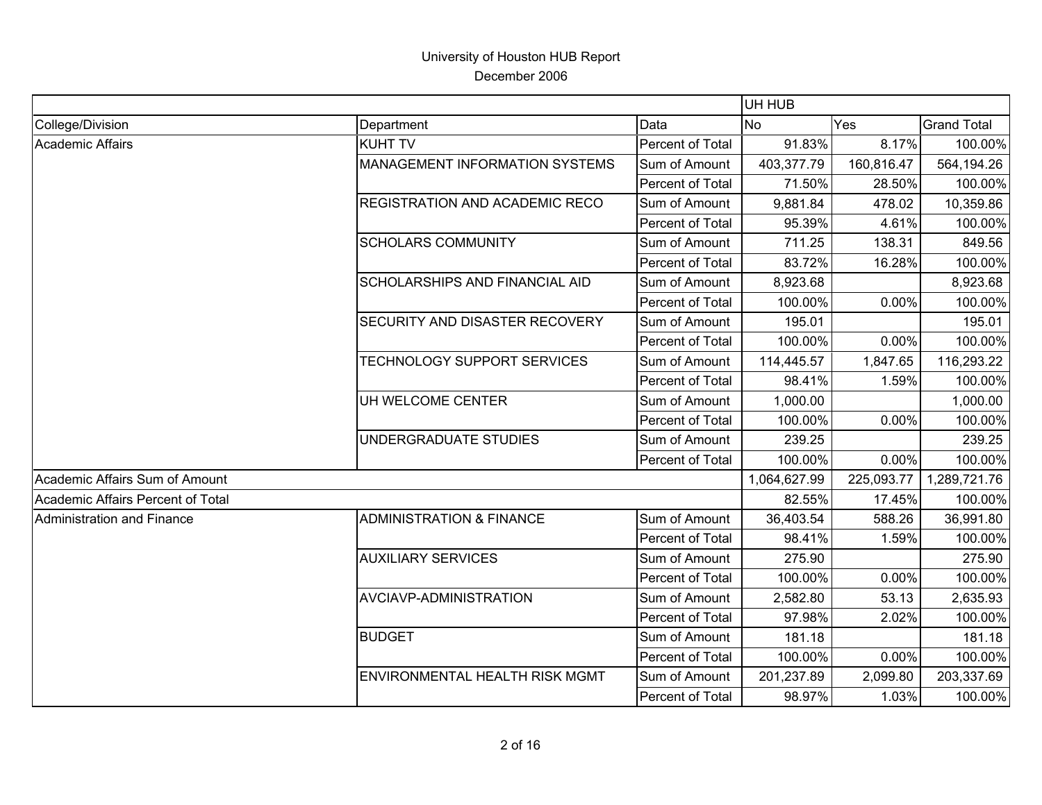# University of Houston HUB Report

December 2006

| | | | UH HUB | | |
|---|---|---|---|---|---|
| College/Division | Department | Data | No | Yes | Grand Total |
| Academic Affairs | KUHT TV | Percent of Total | 91.83% | 8.17% | 100.00% |
| | MANAGEMENT INFORMATION SYSTEMS | Sum of Amount | 403,377.79 | 160,816.47 | 564,194.26 |
| | | Percent of Total | 71.50% | 28.50% | 100.00% |
| | REGISTRATION AND ACADEMIC RECO | Sum of Amount | 9,881.84 | 478.02 | 10,359.86 |
| | | Percent of Total | 95.39% | 4.61% | 100.00% |
| | SCHOLARS COMMUNITY | Sum of Amount | 711.25 | 138.31 | 849.56 |
| | | Percent of Total | 83.72% | 16.28% | 100.00% |
| | SCHOLARSHIPS AND FINANCIAL AID | Sum of Amount | 8,923.68 | | 8,923.68 |
| | | Percent of Total | 100.00% | 0.00% | 100.00% |
| | SECURITY AND DISASTER RECOVERY | Sum of Amount | 195.01 | | 195.01 |
| | | Percent of Total | 100.00% | 0.00% | 100.00% |
| | TECHNOLOGY SUPPORT SERVICES | Sum of Amount | 114,445.57 | 1,847.65 | 116,293.22 |
| | | Percent of Total | 98.41% | 1.59% | 100.00% |
| | UH WELCOME CENTER | Sum of Amount | 1,000.00 | | 1,000.00 |
| | | Percent of Total | 100.00% | 0.00% | 100.00% |
| | UNDERGRADUATE STUDIES | Sum of Amount | 239.25 | | 239.25 |
| | | Percent of Total | 100.00% | 0.00% | 100.00% |
| Academic Affairs Sum of Amount | | | 1,064,627.99 | 225,093.77 | 1,289,721.76 |
| Academic Affairs Percent of Total | | | 82.55% | 17.45% | 100.00% |
| Administration and Finance | ADMINISTRATION & FINANCE | Sum of Amount | 36,403.54 | 588.26 | 36,991.80 |
| | | Percent of Total | 98.41% | 1.59% | 100.00% |
| | AUXILIARY SERVICES | Sum of Amount | 275.90 | | 275.90 |
| | | Percent of Total | 100.00% | 0.00% | 100.00% |
| | AVCIAVP-ADMINISTRATION | Sum of Amount | 2,582.80 | 53.13 | 2,635.93 |
| | | Percent of Total | 97.98% | 2.02% | 100.00% |
| | BUDGET | Sum of Amount | 181.18 | | 181.18 |
| | | Percent of Total | 100.00% | 0.00% | 100.00% |
| | ENVIRONMENTAL HEALTH RISK MGMT | Sum of Amount | 201,237.89 | 2,099.80 | 203,337.69 |
| | | Percent of Total | 98.97% | 1.03% | 100.00% |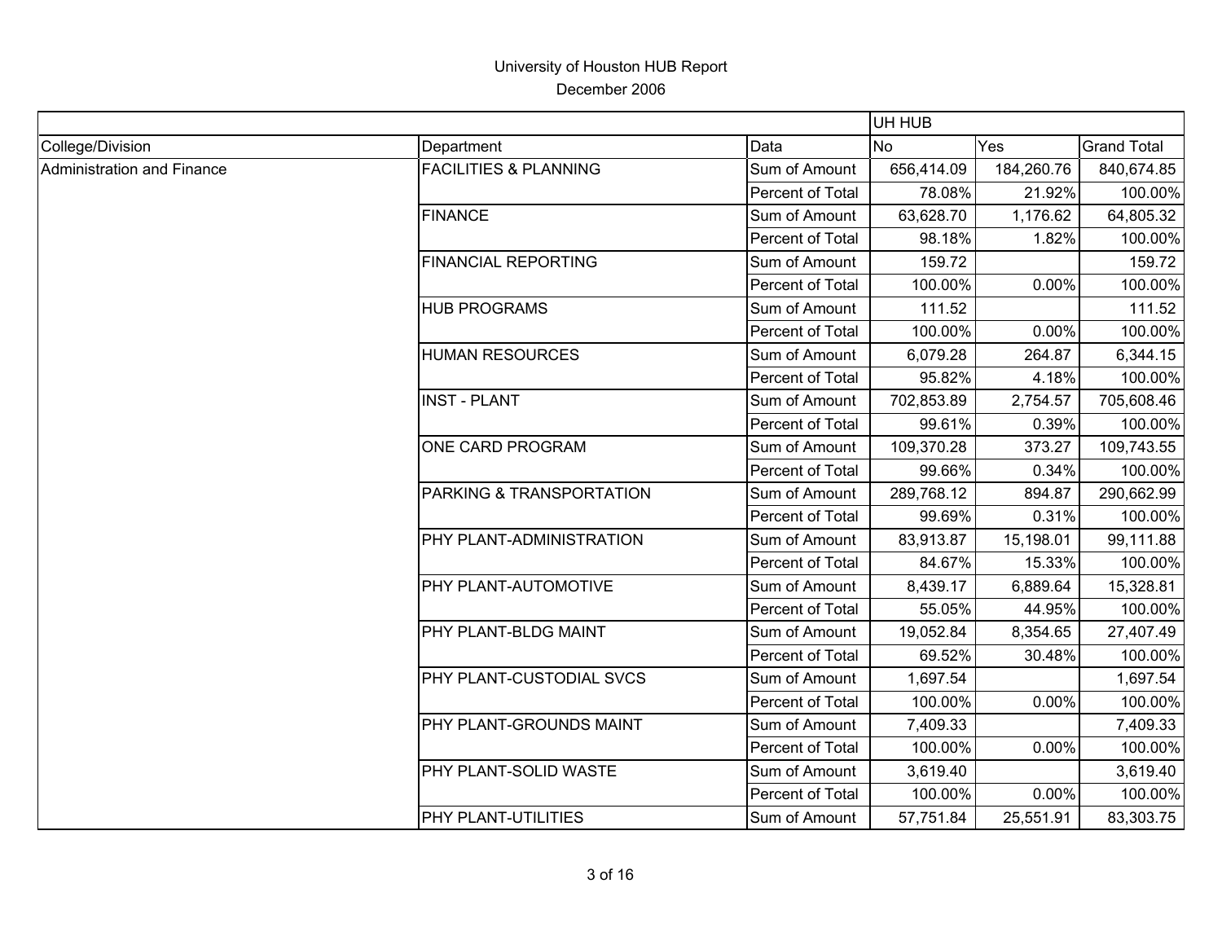University of Houston HUB Report
December 2006

| | | | UH HUB | | |
|---|---|---|---|---|---|
| College/Division | Department | Data | No | Yes | Grand Total |
| Administration and Finance | FACILITIES & PLANNING | Sum of Amount | 656,414.09 | 184,260.76 | 840,674.85 |
| | | Percent of Total | 78.08% | 21.92% | 100.00% |
| | FINANCE | Sum of Amount | 63,628.70 | 1,176.62 | 64,805.32 |
| | | Percent of Total | 98.18% | 1.82% | 100.00% |
| | FINANCIAL REPORTING | Sum of Amount | 159.72 | | 159.72 |
| | | Percent of Total | 100.00% | 0.00% | 100.00% |
| | HUB PROGRAMS | Sum of Amount | 111.52 | | 111.52 |
| | | Percent of Total | 100.00% | 0.00% | 100.00% |
| | HUMAN RESOURCES | Sum of Amount | 6,079.28 | 264.87 | 6,344.15 |
| | | Percent of Total | 95.82% | 4.18% | 100.00% |
| | INST - PLANT | Sum of Amount | 702,853.89 | 2,754.57 | 705,608.46 |
| | | Percent of Total | 99.61% | 0.39% | 100.00% |
| | ONE CARD PROGRAM | Sum of Amount | 109,370.28 | 373.27 | 109,743.55 |
| | | Percent of Total | 99.66% | 0.34% | 100.00% |
| | PARKING & TRANSPORTATION | Sum of Amount | 289,768.12 | 894.87 | 290,662.99 |
| | | Percent of Total | 99.69% | 0.31% | 100.00% |
| | PHY PLANT-ADMINISTRATION | Sum of Amount | 83,913.87 | 15,198.01 | 99,111.88 |
| | | Percent of Total | 84.67% | 15.33% | 100.00% |
| | PHY PLANT-AUTOMOTIVE | Sum of Amount | 8,439.17 | 6,889.64 | 15,328.81 |
| | | Percent of Total | 55.05% | 44.95% | 100.00% |
| | PHY PLANT-BLDG MAINT | Sum of Amount | 19,052.84 | 8,354.65 | 27,407.49 |
| | | Percent of Total | 69.52% | 30.48% | 100.00% |
| | PHY PLANT-CUSTODIAL SVCS | Sum of Amount | 1,697.54 | | 1,697.54 |
| | | Percent of Total | 100.00% | 0.00% | 100.00% |
| | PHY PLANT-GROUNDS MAINT | Sum of Amount | 7,409.33 | | 7,409.33 |
| | | Percent of Total | 100.00% | 0.00% | 100.00% |
| | PHY PLANT-SOLID WASTE | Sum of Amount | 3,619.40 | | 3,619.40 |
| | | Percent of Total | 100.00% | 0.00% | 100.00% |
| | PHY PLANT-UTILITIES | Sum of Amount | 57,751.84 | 25,551.91 | 83,303.75 |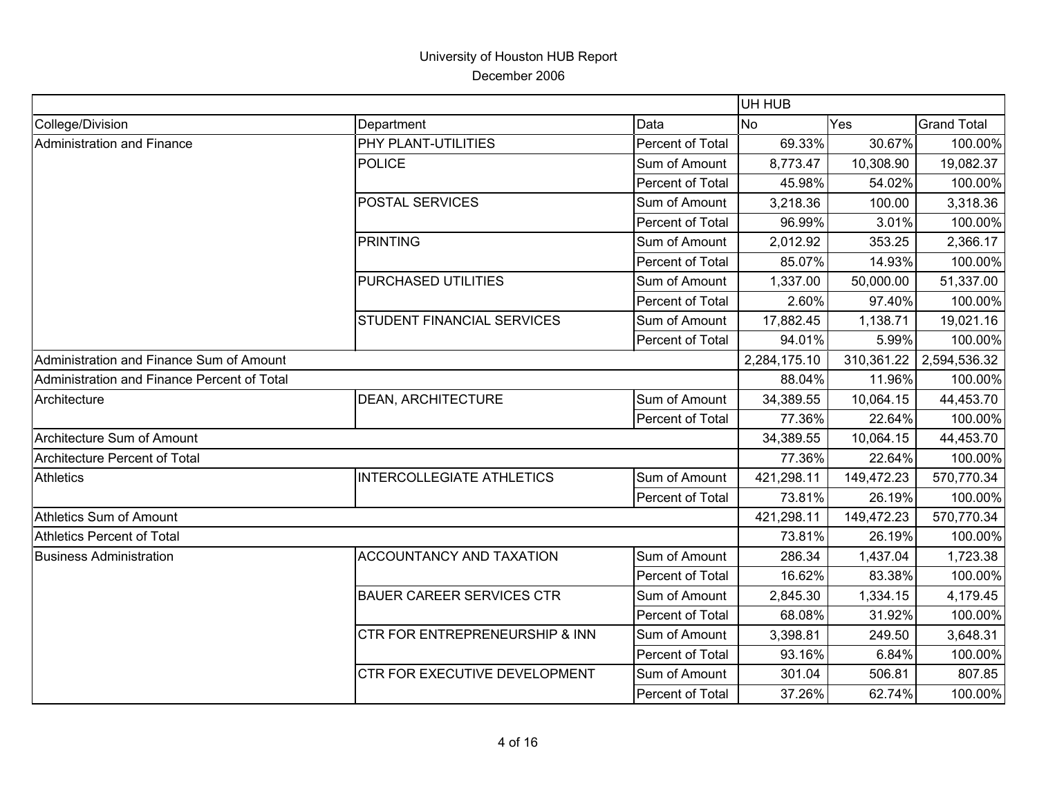University of Houston HUB Report

December 2006

| | | | UH HUB | | |
|---|---|---|---|---|---|
| College/Division | Department | Data | No | Yes | Grand Total |
| Administration and Finance | PHY PLANT-UTILITIES | Percent of Total | 69.33% | 30.67% | 100.00% |
| | POLICE | Sum of Amount | 8,773.47 | 10,308.90 | 19,082.37 |
| | | Percent of Total | 45.98% | 54.02% | 100.00% |
| | POSTAL SERVICES | Sum of Amount | 3,218.36 | 100.00 | 3,318.36 |
| | | Percent of Total | 96.99% | 3.01% | 100.00% |
| | PRINTING | Sum of Amount | 2,012.92 | 353.25 | 2,366.17 |
| | | Percent of Total | 85.07% | 14.93% | 100.00% |
| | PURCHASED UTILITIES | Sum of Amount | 1,337.00 | 50,000.00 | 51,337.00 |
| | | Percent of Total | 2.60% | 97.40% | 100.00% |
| | STUDENT FINANCIAL SERVICES | Sum of Amount | 17,882.45 | 1,138.71 | 19,021.16 |
| | | Percent of Total | 94.01% | 5.99% | 100.00% |
| Administration and Finance Sum of Amount | | | 2,284,175.10 | 310,361.22 | 2,594,536.32 |
| Administration and Finance Percent of Total | | | 88.04% | 11.96% | 100.00% |
| Architecture | DEAN, ARCHITECTURE | Sum of Amount | 34,389.55 | 10,064.15 | 44,453.70 |
| | | Percent of Total | 77.36% | 22.64% | 100.00% |
| Architecture Sum of Amount | | | 34,389.55 | 10,064.15 | 44,453.70 |
| Architecture Percent of Total | | | 77.36% | 22.64% | 100.00% |
| Athletics | INTERCOLLEGIATE ATHLETICS | Sum of Amount | 421,298.11 | 149,472.23 | 570,770.34 |
| | | Percent of Total | 73.81% | 26.19% | 100.00% |
| Athletics Sum of Amount | | | 421,298.11 | 149,472.23 | 570,770.34 |
| Athletics Percent of Total | | | 73.81% | 26.19% | 100.00% |
| Business Administration | ACCOUNTANCY AND TAXATION | Sum of Amount | 286.34 | 1,437.04 | 1,723.38 |
| | | Percent of Total | 16.62% | 83.38% | 100.00% |
| | BAUER CAREER SERVICES CTR | Sum of Amount | 2,845.30 | 1,334.15 | 4,179.45 |
| | | Percent of Total | 68.08% | 31.92% | 100.00% |
| | CTR FOR ENTREPRENEURSHIP & INN | Sum of Amount | 3,398.81 | 249.50 | 3,648.31 |
| | | Percent of Total | 93.16% | 6.84% | 100.00% |
| | CTR FOR EXECUTIVE DEVELOPMENT | Sum of Amount | 301.04 | 506.81 | 807.85 |
| | | Percent of Total | 37.26% | 62.74% | 100.00% |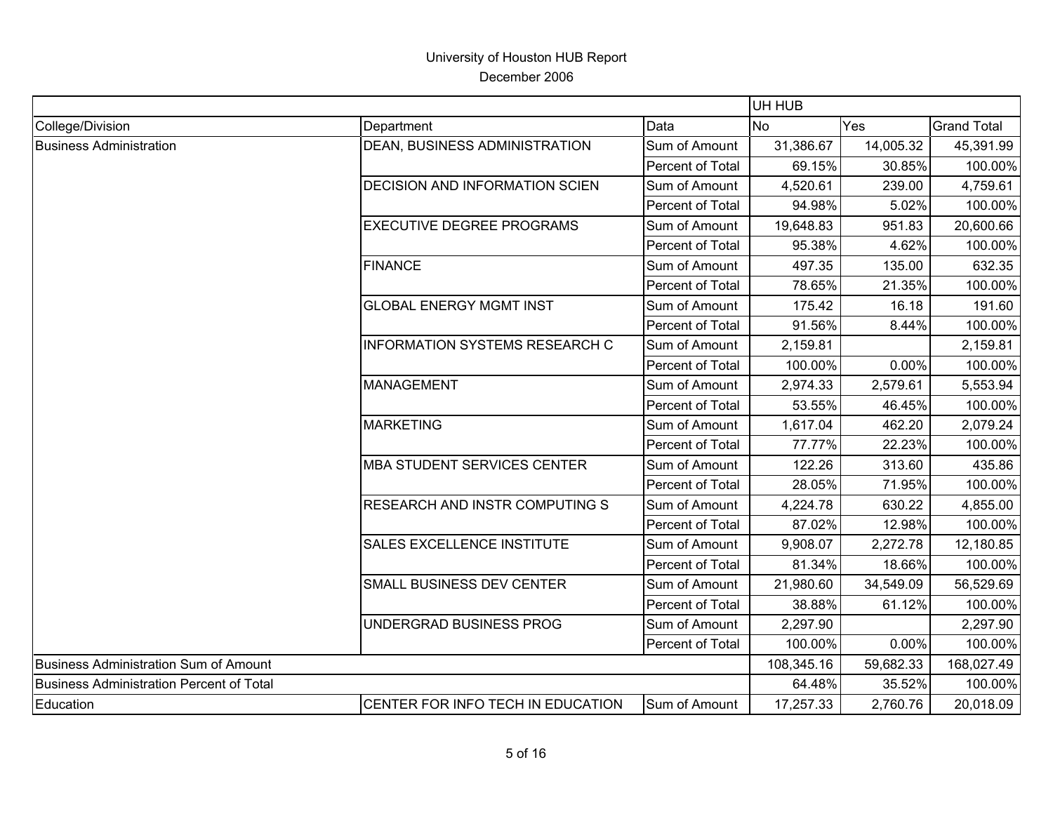University of Houston HUB Report
December 2006

| | | | UH HUB | | |
|---|---|---|---|---|---|
| College/Division | Department | Data | No | Yes | Grand Total |
| Business Administration | DEAN, BUSINESS ADMINISTRATION | Sum of Amount | 31,386.67 | 14,005.32 | 45,391.99 |
| | | Percent of Total | 69.15% | 30.85% | 100.00% |
| | DECISION AND INFORMATION SCIEN | Sum of Amount | 4,520.61 | 239.00 | 4,759.61 |
| | | Percent of Total | 94.98% | 5.02% | 100.00% |
| | EXECUTIVE DEGREE PROGRAMS | Sum of Amount | 19,648.83 | 951.83 | 20,600.66 |
| | | Percent of Total | 95.38% | 4.62% | 100.00% |
| | FINANCE | Sum of Amount | 497.35 | 135.00 | 632.35 |
| | | Percent of Total | 78.65% | 21.35% | 100.00% |
| | GLOBAL ENERGY MGMT INST | Sum of Amount | 175.42 | 16.18 | 191.60 |
| | | Percent of Total | 91.56% | 8.44% | 100.00% |
| | INFORMATION SYSTEMS RESEARCH C | Sum of Amount | 2,159.81 | | 2,159.81 |
| | | Percent of Total | 100.00% | 0.00% | 100.00% |
| | MANAGEMENT | Sum of Amount | 2,974.33 | 2,579.61 | 5,553.94 |
| | | Percent of Total | 53.55% | 46.45% | 100.00% |
| | MARKETING | Sum of Amount | 1,617.04 | 462.20 | 2,079.24 |
| | | Percent of Total | 77.77% | 22.23% | 100.00% |
| | MBA STUDENT SERVICES CENTER | Sum of Amount | 122.26 | 313.60 | 435.86 |
| | | Percent of Total | 28.05% | 71.95% | 100.00% |
| | RESEARCH AND INSTR COMPUTING S | Sum of Amount | 4,224.78 | 630.22 | 4,855.00 |
| | | Percent of Total | 87.02% | 12.98% | 100.00% |
| | SALES EXCELLENCE INSTITUTE | Sum of Amount | 9,908.07 | 2,272.78 | 12,180.85 |
| | | Percent of Total | 81.34% | 18.66% | 100.00% |
| | SMALL BUSINESS DEV CENTER | Sum of Amount | 21,980.60 | 34,549.09 | 56,529.69 |
| | | Percent of Total | 38.88% | 61.12% | 100.00% |
| | UNDERGRAD BUSINESS PROG | Sum of Amount | 2,297.90 | | 2,297.90 |
| | | Percent of Total | 100.00% | 0.00% | 100.00% |
| Business Administration Sum of Amount | | | 108,345.16 | 59,682.33 | 168,027.49 |
| Business Administration Percent of Total | | | 64.48% | 35.52% | 100.00% |
| Education | CENTER FOR INFO TECH IN EDUCATION | Sum of Amount | 17,257.33 | 2,760.76 | 20,018.09 |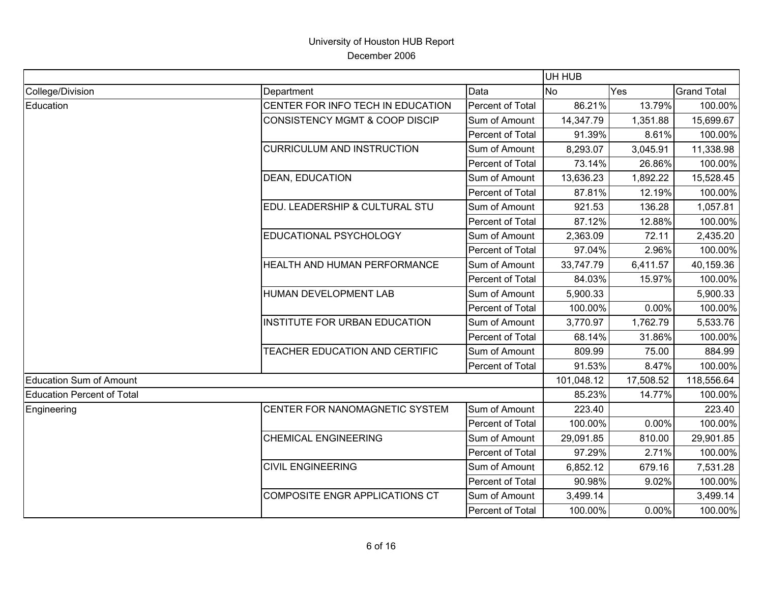# University of Houston HUB Report

December 2006

| | | | UH HUB | | |
|---|---|---|---|---|---|
| College/Division | Department | Data | No | Yes | Grand Total |
| Education | CENTER FOR INFO TECH IN EDUCATION | Percent of Total | 86.21% | 13.79% | 100.00% |
| | CONSISTENCY MGMT & COOP DISCIP | Sum of Amount | 14,347.79 | 1,351.88 | 15,699.67 |
| | | Percent of Total | 91.39% | 8.61% | 100.00% |
| | CURRICULUM AND INSTRUCTION | Sum of Amount | 8,293.07 | 3,045.91 | 11,338.98 |
| | | Percent of Total | 73.14% | 26.86% | 100.00% |
| | DEAN, EDUCATION | Sum of Amount | 13,636.23 | 1,892.22 | 15,528.45 |
| | | Percent of Total | 87.81% | 12.19% | 100.00% |
| | EDU. LEADERSHIP & CULTURAL STU | Sum of Amount | 921.53 | 136.28 | 1,057.81 |
| | | Percent of Total | 87.12% | 12.88% | 100.00% |
| | EDUCATIONAL PSYCHOLOGY | Sum of Amount | 2,363.09 | 72.11 | 2,435.20 |
| | | Percent of Total | 97.04% | 2.96% | 100.00% |
| | HEALTH AND HUMAN PERFORMANCE | Sum of Amount | 33,747.79 | 6,411.57 | 40,159.36 |
| | | Percent of Total | 84.03% | 15.97% | 100.00% |
| | HUMAN DEVELOPMENT LAB | Sum of Amount | 5,900.33 | | 5,900.33 |
| | | Percent of Total | 100.00% | 0.00% | 100.00% |
| | INSTITUTE FOR URBAN EDUCATION | Sum of Amount | 3,770.97 | 1,762.79 | 5,533.76 |
| | | Percent of Total | 68.14% | 31.86% | 100.00% |
| | TEACHER EDUCATION AND CERTIFIC | Sum of Amount | 809.99 | 75.00 | 884.99 |
| | | Percent of Total | 91.53% | 8.47% | 100.00% |
| Education Sum of Amount | | | 101,048.12 | 17,508.52 | 118,556.64 |
| Education Percent of Total | | | 85.23% | 14.77% | 100.00% |
| Engineering | CENTER FOR NANOMAGNETIC SYSTEM | Sum of Amount | 223.40 | | 223.40 |
| | | Percent of Total | 100.00% | 0.00% | 100.00% |
| | CHEMICAL ENGINEERING | Sum of Amount | 29,091.85 | 810.00 | 29,901.85 |
| | | Percent of Total | 97.29% | 2.71% | 100.00% |
| | CIVIL ENGINEERING | Sum of Amount | 6,852.12 | 679.16 | 7,531.28 |
| | | Percent of Total | 90.98% | 9.02% | 100.00% |
| | COMPOSITE ENGR APPLICATIONS CT | Sum of Amount | 3,499.14 | | 3,499.14 |
| | | Percent of Total | 100.00% | 0.00% | 100.00% |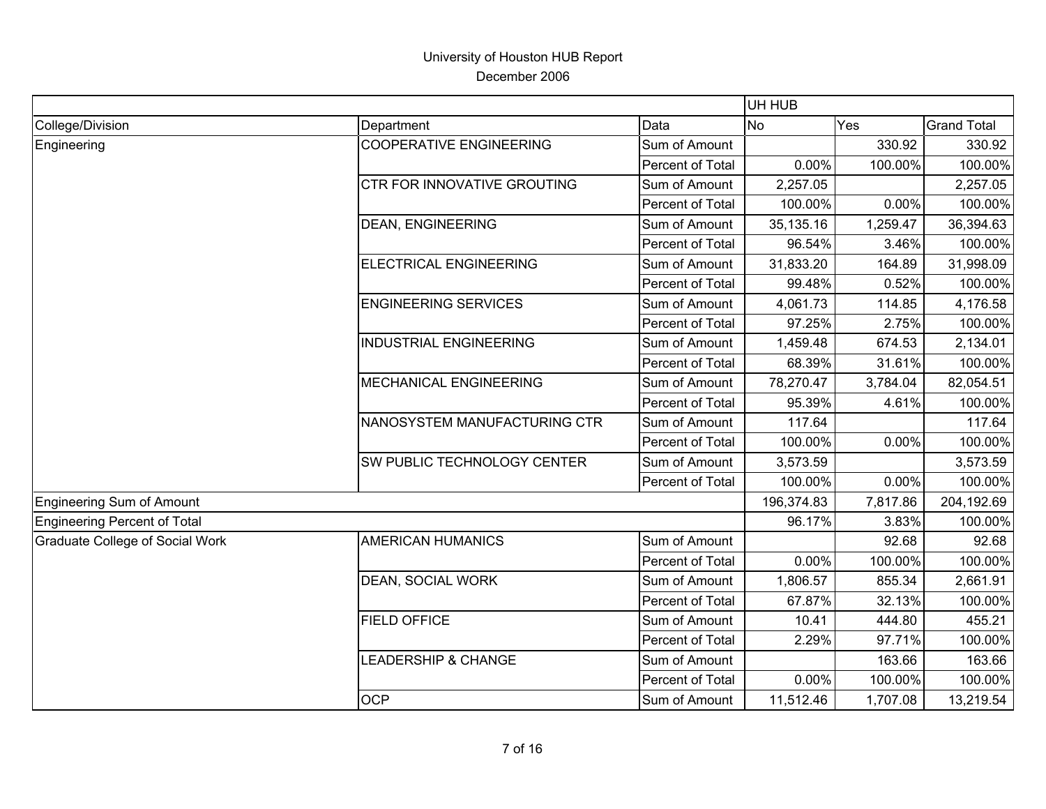# University of Houston HUB Report

December 2006

| | | | UH HUB | | |
|---|---|---|---|---|---|
| College/Division | Department | Data | No | Yes | Grand Total |
| Engineering | COOPERATIVE ENGINEERING | Sum of Amount | | 330.92 | 330.92 |
| | | Percent of Total | 0.00% | 100.00% | 100.00% |
| | CTR FOR INNOVATIVE GROUTING | Sum of Amount | 2,257.05 | | 2,257.05 |
| | | Percent of Total | 100.00% | 0.00% | 100.00% |
| | DEAN, ENGINEERING | Sum of Amount | 35,135.16 | 1,259.47 | 36,394.63 |
| | | Percent of Total | 96.54% | 3.46% | 100.00% |
| | ELECTRICAL ENGINEERING | Sum of Amount | 31,833.20 | 164.89 | 31,998.09 |
| | | Percent of Total | 99.48% | 0.52% | 100.00% |
| | ENGINEERING SERVICES | Sum of Amount | 4,061.73 | 114.85 | 4,176.58 |
| | | Percent of Total | 97.25% | 2.75% | 100.00% |
| | INDUSTRIAL ENGINEERING | Sum of Amount | 1,459.48 | 674.53 | 2,134.01 |
| | | Percent of Total | 68.39% | 31.61% | 100.00% |
| | MECHANICAL ENGINEERING | Sum of Amount | 78,270.47 | 3,784.04 | 82,054.51 |
| | | Percent of Total | 95.39% | 4.61% | 100.00% |
| | NANOSYSTEM MANUFACTURING CTR | Sum of Amount | 117.64 | | 117.64 |
| | | Percent of Total | 100.00% | 0.00% | 100.00% |
| | SW PUBLIC TECHNOLOGY CENTER | Sum of Amount | 3,573.59 | | 3,573.59 |
| | | Percent of Total | 100.00% | 0.00% | 100.00% |
| Engineering Sum of Amount | | | 196,374.83 | 7,817.86 | 204,192.69 |
| Engineering Percent of Total | | | 96.17% | 3.83% | 100.00% |
| Graduate College of Social Work | AMERICAN HUMANICS | Sum of Amount | | 92.68 | 92.68 |
| | | Percent of Total | 0.00% | 100.00% | 100.00% |
| | DEAN, SOCIAL WORK | Sum of Amount | 1,806.57 | 855.34 | 2,661.91 |
| | | Percent of Total | 67.87% | 32.13% | 100.00% |
| | FIELD OFFICE | Sum of Amount | 10.41 | 444.80 | 455.21 |
| | | Percent of Total | 2.29% | 97.71% | 100.00% |
| | LEADERSHIP & CHANGE | Sum of Amount | | 163.66 | 163.66 |
| | | Percent of Total | 0.00% | 100.00% | 100.00% |
| | OCP | Sum of Amount | 11,512.46 | 1,707.08 | 13,219.54 |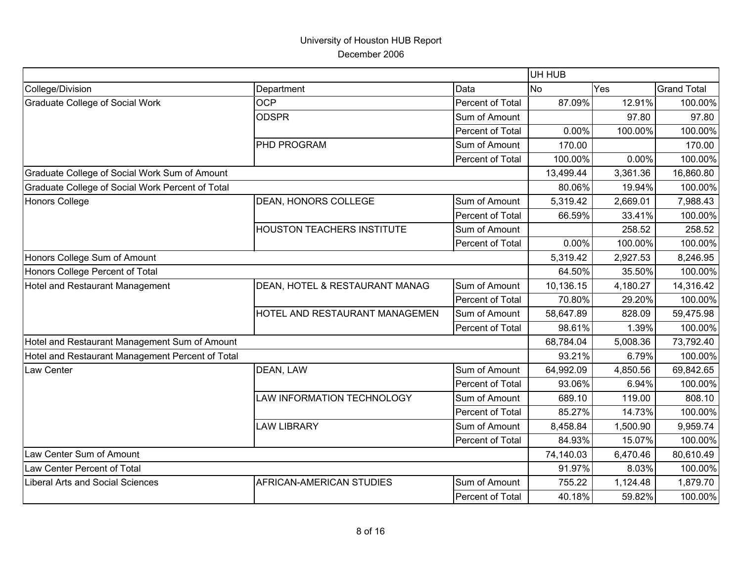# University of Houston HUB Report

December 2006

| | | | UH HUB | | |
|---|---|---|---|---|---|
| College/Division | Department | Data | No | Yes | Grand Total |
| Graduate College of Social Work | OCP | Percent of Total | 87.09% | 12.91% | 100.00% |
| | ODSPR | Sum of Amount | | 97.80 | 97.80 |
| | | Percent of Total | 0.00% | 100.00% | 100.00% |
| | PHD PROGRAM | Sum of Amount | 170.00 | | 170.00 |
| | | Percent of Total | 100.00% | 0.00% | 100.00% |
| Graduate College of Social Work Sum of Amount | | | 13,499.44 | 3,361.36 | 16,860.80 |
| Graduate College of Social Work Percent of Total | | | 80.06% | 19.94% | 100.00% |
| Honors College | DEAN, HONORS COLLEGE | Sum of Amount | 5,319.42 | 2,669.01 | 7,988.43 |
| | | Percent of Total | 66.59% | 33.41% | 100.00% |
| | HOUSTON TEACHERS INSTITUTE | Sum of Amount | | 258.52 | 258.52 |
| | | Percent of Total | 0.00% | 100.00% | 100.00% |
| Honors College Sum of Amount | | | 5,319.42 | 2,927.53 | 8,246.95 |
| Honors College Percent of Total | | | 64.50% | 35.50% | 100.00% |
| Hotel and Restaurant Management | DEAN, HOTEL & RESTAURANT MANAG | Sum of Amount | 10,136.15 | 4,180.27 | 14,316.42 |
| | | Percent of Total | 70.80% | 29.20% | 100.00% |
| | HOTEL AND RESTAURANT MANAGEMEN | Sum of Amount | 58,647.89 | 828.09 | 59,475.98 |
| | | Percent of Total | 98.61% | 1.39% | 100.00% |
| Hotel and Restaurant Management Sum of Amount | | | 68,784.04 | 5,008.36 | 73,792.40 |
| Hotel and Restaurant Management Percent of Total | | | 93.21% | 6.79% | 100.00% |
| Law Center | DEAN, LAW | Sum of Amount | 64,992.09 | 4,850.56 | 69,842.65 |
| | | Percent of Total | 93.06% | 6.94% | 100.00% |
| | LAW INFORMATION TECHNOLOGY | Sum of Amount | 689.10 | 119.00 | 808.10 |
| | | Percent of Total | 85.27% | 14.73% | 100.00% |
| | LAW LIBRARY | Sum of Amount | 8,458.84 | 1,500.90 | 9,959.74 |
| | | Percent of Total | 84.93% | 15.07% | 100.00% |
| Law Center Sum of Amount | | | 74,140.03 | 6,470.46 | 80,610.49 |
| Law Center Percent of Total | | | 91.97% | 8.03% | 100.00% |
| Liberal Arts and Social Sciences | AFRICAN-AMERICAN STUDIES | Sum of Amount | 755.22 | 1,124.48 | 1,879.70 |
| | | Percent of Total | 40.18% | 59.82% | 100.00% |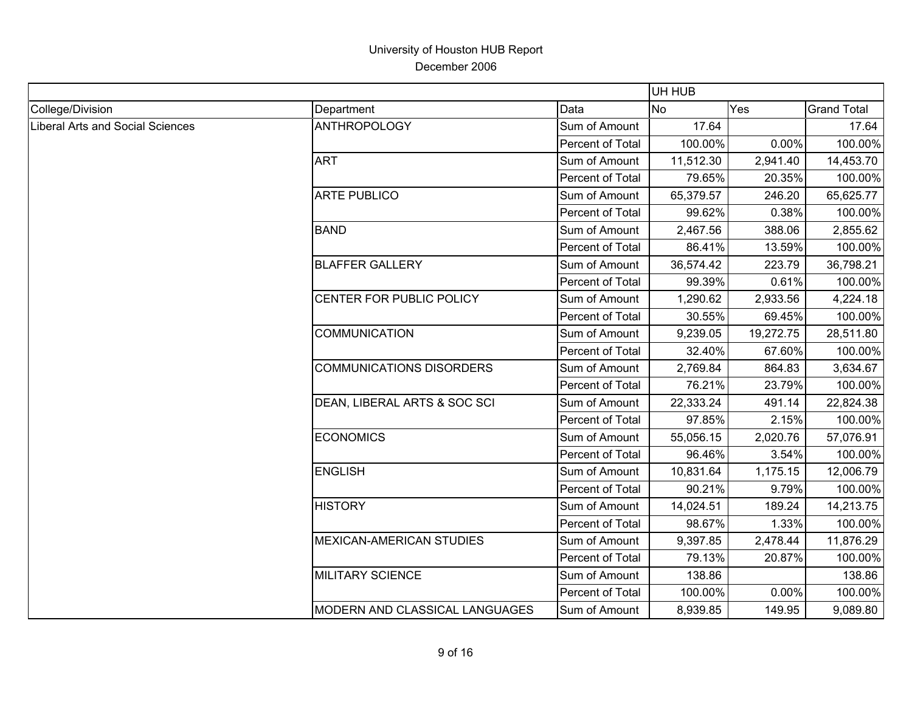# University of Houston HUB Report

December 2006

| | | | UH HUB | | |
|---|---|---|---|---|---|
| College/Division | Department | Data | No | Yes | Grand Total |
| Liberal Arts and Social Sciences | ANTHROPOLOGY | Sum of Amount | 17.64 | | 17.64 |
| | | Percent of Total | 100.00% | 0.00% | 100.00% |
| | ART | Sum of Amount | 11,512.30 | 2,941.40 | 14,453.70 |
| | | Percent of Total | 79.65% | 20.35% | 100.00% |
| | ARTE PUBLICO | Sum of Amount | 65,379.57 | 246.20 | 65,625.77 |
| | | Percent of Total | 99.62% | 0.38% | 100.00% |
| | BAND | Sum of Amount | 2,467.56 | 388.06 | 2,855.62 |
| | | Percent of Total | 86.41% | 13.59% | 100.00% |
| | BLAFFER GALLERY | Sum of Amount | 36,574.42 | 223.79 | 36,798.21 |
| | | Percent of Total | 99.39% | 0.61% | 100.00% |
| | CENTER FOR PUBLIC POLICY | Sum of Amount | 1,290.62 | 2,933.56 | 4,224.18 |
| | | Percent of Total | 30.55% | 69.45% | 100.00% |
| | COMMUNICATION | Sum of Amount | 9,239.05 | 19,272.75 | 28,511.80 |
| | | Percent of Total | 32.40% | 67.60% | 100.00% |
| | COMMUNICATIONS DISORDERS | Sum of Amount | 2,769.84 | 864.83 | 3,634.67 |
| | | Percent of Total | 76.21% | 23.79% | 100.00% |
| | DEAN, LIBERAL ARTS & SOC SCI | Sum of Amount | 22,333.24 | 491.14 | 22,824.38 |
| | | Percent of Total | 97.85% | 2.15% | 100.00% |
| | ECONOMICS | Sum of Amount | 55,056.15 | 2,020.76 | 57,076.91 |
| | | Percent of Total | 96.46% | 3.54% | 100.00% |
| | ENGLISH | Sum of Amount | 10,831.64 | 1,175.15 | 12,006.79 |
| | | Percent of Total | 90.21% | 9.79% | 100.00% |
| | HISTORY | Sum of Amount | 14,024.51 | 189.24 | 14,213.75 |
| | | Percent of Total | 98.67% | 1.33% | 100.00% |
| | MEXICAN-AMERICAN STUDIES | Sum of Amount | 9,397.85 | 2,478.44 | 11,876.29 |
| | | Percent of Total | 79.13% | 20.87% | 100.00% |
| | MILITARY SCIENCE | Sum of Amount | 138.86 | | 138.86 |
| | | Percent of Total | 100.00% | 0.00% | 100.00% |
| | MODERN AND CLASSICAL LANGUAGES | Sum of Amount | 8,939.85 | 149.95 | 9,089.80 |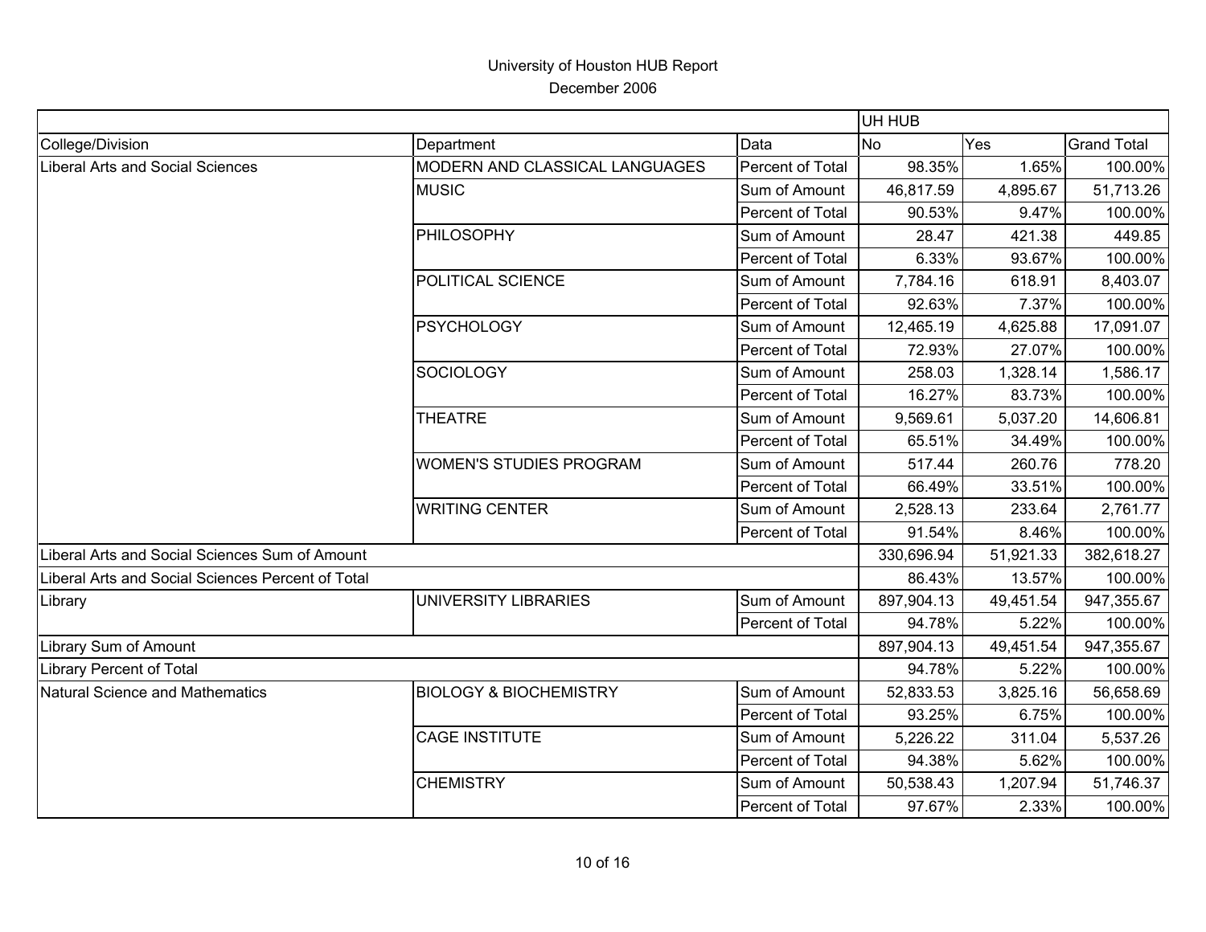University of Houston HUB Report

December 2006

| | | | UH HUB | | |
|---|---|---|---|---|---|
| College/Division | Department | Data | No | Yes | Grand Total |
| Liberal Arts and Social Sciences | MODERN AND CLASSICAL LANGUAGES | Percent of Total | 98.35% | 1.65% | 100.00% |
| | MUSIC | Sum of Amount | 46,817.59 | 4,895.67 | 51,713.26 |
| | | Percent of Total | 90.53% | 9.47% | 100.00% |
| | PHILOSOPHY | Sum of Amount | 28.47 | 421.38 | 449.85 |
| | | Percent of Total | 6.33% | 93.67% | 100.00% |
| | POLITICAL SCIENCE | Sum of Amount | 7,784.16 | 618.91 | 8,403.07 |
| | | Percent of Total | 92.63% | 7.37% | 100.00% |
| | PSYCHOLOGY | Sum of Amount | 12,465.19 | 4,625.88 | 17,091.07 |
| | | Percent of Total | 72.93% | 27.07% | 100.00% |
| | SOCIOLOGY | Sum of Amount | 258.03 | 1,328.14 | 1,586.17 |
| | | Percent of Total | 16.27% | 83.73% | 100.00% |
| | THEATRE | Sum of Amount | 9,569.61 | 5,037.20 | 14,606.81 |
| | | Percent of Total | 65.51% | 34.49% | 100.00% |
| | WOMEN'S STUDIES PROGRAM | Sum of Amount | 517.44 | 260.76 | 778.20 |
| | | Percent of Total | 66.49% | 33.51% | 100.00% |
| | WRITING CENTER | Sum of Amount | 2,528.13 | 233.64 | 2,761.77 |
| | | Percent of Total | 91.54% | 8.46% | 100.00% |
| Liberal Arts and Social Sciences Sum of Amount | | | 330,696.94 | 51,921.33 | 382,618.27 |
| Liberal Arts and Social Sciences Percent of Total | | | 86.43% | 13.57% | 100.00% |
| Library | UNIVERSITY LIBRARIES | Sum of Amount | 897,904.13 | 49,451.54 | 947,355.67 |
| | | Percent of Total | 94.78% | 5.22% | 100.00% |
| Library Sum of Amount | | | 897,904.13 | 49,451.54 | 947,355.67 |
| Library Percent of Total | | | 94.78% | 5.22% | 100.00% |
| Natural Science and Mathematics | BIOLOGY & BIOCHEMISTRY | Sum of Amount | 52,833.53 | 3,825.16 | 56,658.69 |
| | | Percent of Total | 93.25% | 6.75% | 100.00% |
| | CAGE INSTITUTE | Sum of Amount | 5,226.22 | 311.04 | 5,537.26 |
| | | Percent of Total | 94.38% | 5.62% | 100.00% |
| | CHEMISTRY | Sum of Amount | 50,538.43 | 1,207.94 | 51,746.37 |
| | | Percent of Total | 97.67% | 2.33% | 100.00% |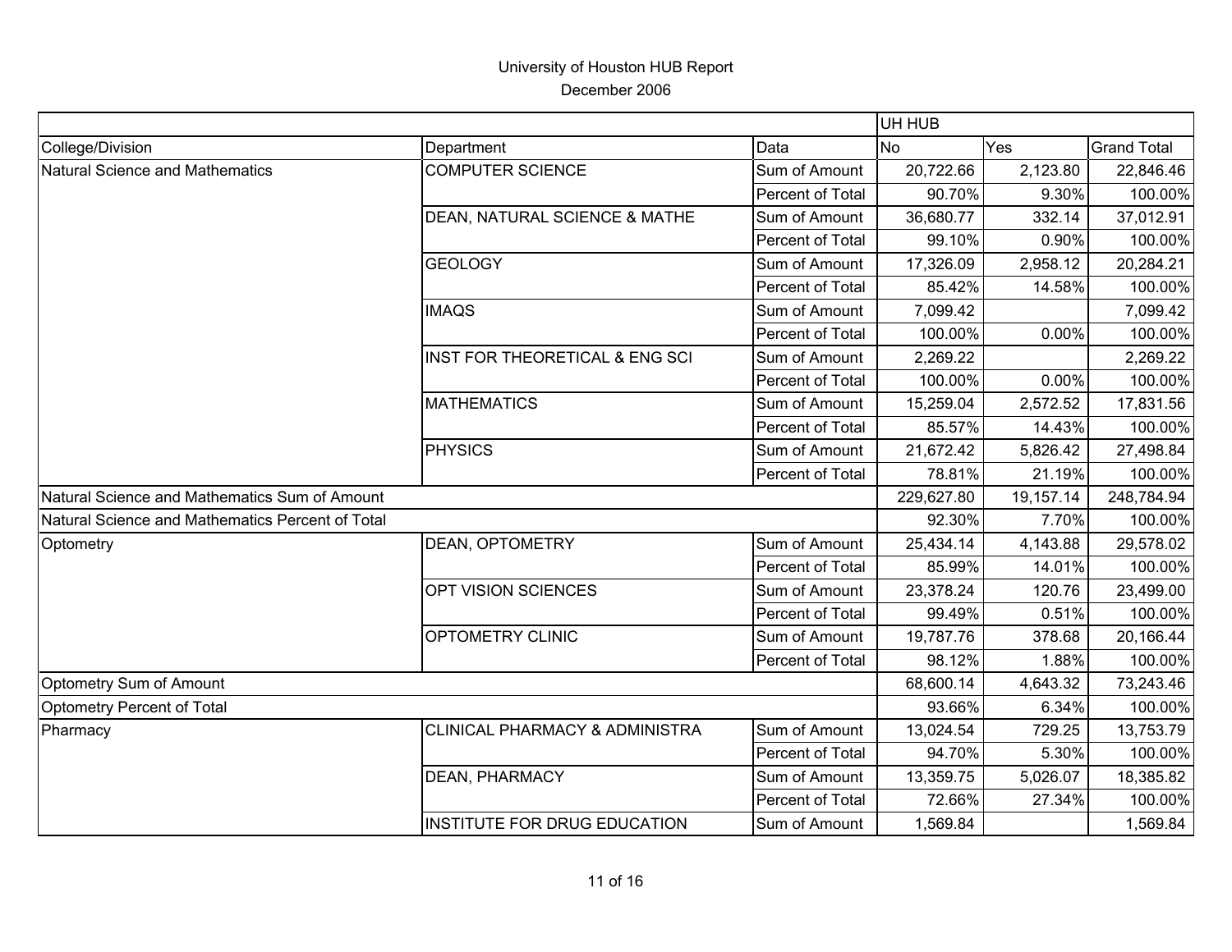University of Houston HUB Report

December 2006

| | | | UH HUB | | |
|---|---|---|---|---|---|
| College/Division | Department | Data | No | Yes | Grand Total |
| Natural Science and Mathematics | COMPUTER SCIENCE | Sum of Amount | 20,722.66 | 2,123.80 | 22,846.46 |
| | | Percent of Total | 90.70% | 9.30% | 100.00% |
| | DEAN, NATURAL SCIENCE & MATHE | Sum of Amount | 36,680.77 | 332.14 | 37,012.91 |
| | | Percent of Total | 99.10% | 0.90% | 100.00% |
| | GEOLOGY | Sum of Amount | 17,326.09 | 2,958.12 | 20,284.21 |
| | | Percent of Total | 85.42% | 14.58% | 100.00% |
| | IMAQS | Sum of Amount | 7,099.42 | | 7,099.42 |
| | | Percent of Total | 100.00% | 0.00% | 100.00% |
| | INST FOR THEORETICAL & ENG SCI | Sum of Amount | 2,269.22 | | 2,269.22 |
| | | Percent of Total | 100.00% | 0.00% | 100.00% |
| | MATHEMATICS | Sum of Amount | 15,259.04 | 2,572.52 | 17,831.56 |
| | | Percent of Total | 85.57% | 14.43% | 100.00% |
| | PHYSICS | Sum of Amount | 21,672.42 | 5,826.42 | 27,498.84 |
| | | Percent of Total | 78.81% | 21.19% | 100.00% |
| Natural Science and Mathematics Sum of Amount | | | 229,627.80 | 19,157.14 | 248,784.94 |
| Natural Science and Mathematics Percent of Total | | | 92.30% | 7.70% | 100.00% |
| Optometry | DEAN, OPTOMETRY | Sum of Amount | 25,434.14 | 4,143.88 | 29,578.02 |
| | | Percent of Total | 85.99% | 14.01% | 100.00% |
| | OPT VISION SCIENCES | Sum of Amount | 23,378.24 | 120.76 | 23,499.00 |
| | | Percent of Total | 99.49% | 0.51% | 100.00% |
| | OPTOMETRY CLINIC | Sum of Amount | 19,787.76 | 378.68 | 20,166.44 |
| | | Percent of Total | 98.12% | 1.88% | 100.00% |
| Optometry Sum of Amount | | | 68,600.14 | 4,643.32 | 73,243.46 |
| Optometry Percent of Total | | | 93.66% | 6.34% | 100.00% |
| Pharmacy | CLINICAL PHARMACY & ADMINISTRA | Sum of Amount | 13,024.54 | 729.25 | 13,753.79 |
| | | Percent of Total | 94.70% | 5.30% | 100.00% |
| | DEAN, PHARMACY | Sum of Amount | 13,359.75 | 5,026.07 | 18,385.82 |
| | | Percent of Total | 72.66% | 27.34% | 100.00% |
| | INSTITUTE FOR DRUG EDUCATION | Sum of Amount | 1,569.84 | | 1,569.84 |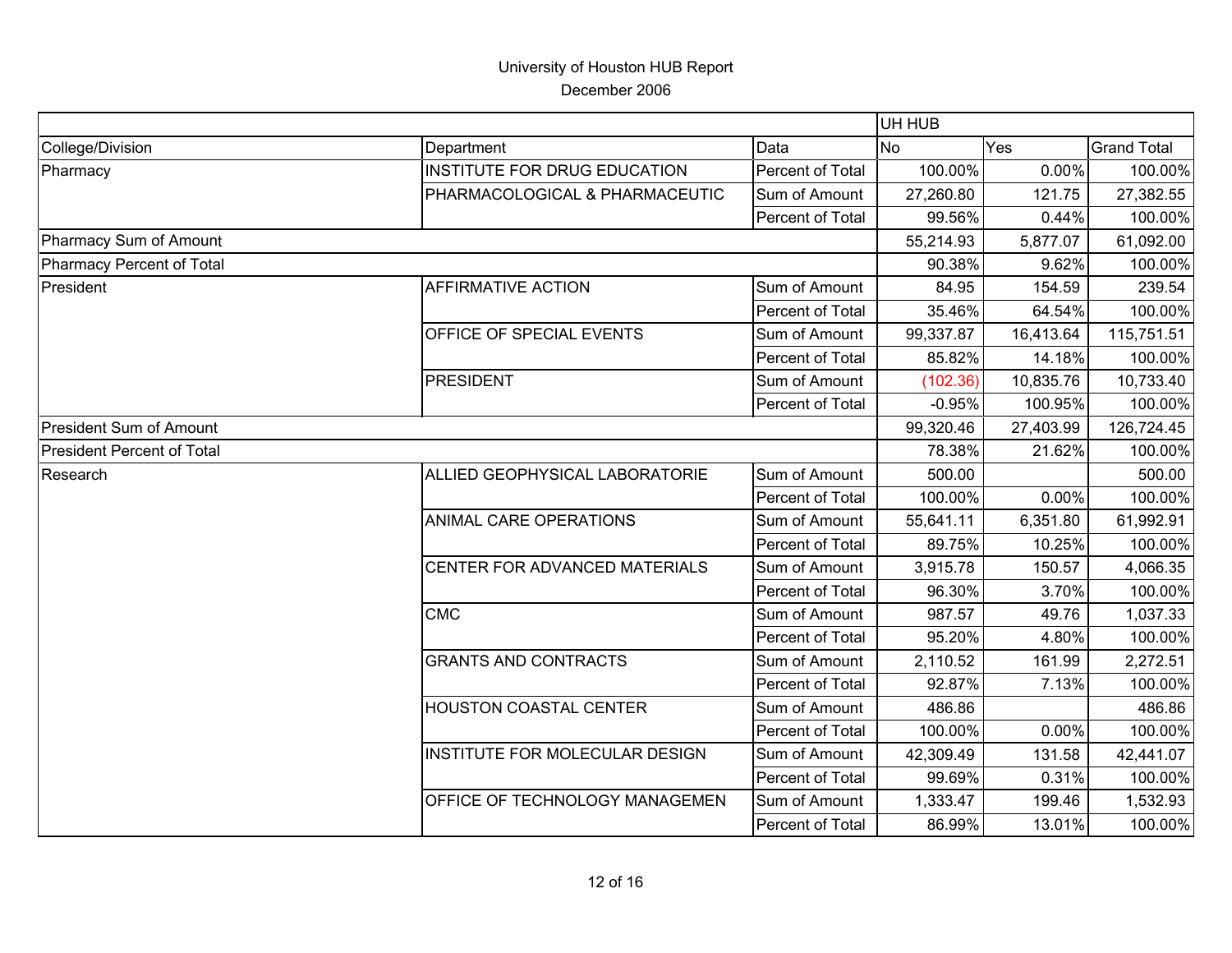University of Houston HUB Report

December 2006

| | | | UH HUB | | |
|---|---|---|---|---|---|
| College/Division | Department | Data | No | Yes | Grand Total |
| Pharmacy | INSTITUTE FOR DRUG EDUCATION | Percent of Total | 100.00% | 0.00% | 100.00% |
| | PHARMACOLOGICAL & PHARMACEUTIC | Sum of Amount | 27,260.80 | 121.75 | 27,382.55 |
| | | Percent of Total | 99.56% | 0.44% | 100.00% |
| Pharmacy Sum of Amount | | | 55,214.93 | 5,877.07 | 61,092.00 |
| Pharmacy Percent of Total | | | 90.38% | 9.62% | 100.00% |
| President | AFFIRMATIVE ACTION | Sum of Amount | 84.95 | 154.59 | 239.54 |
| | | Percent of Total | 35.46% | 64.54% | 100.00% |
| | OFFICE OF SPECIAL EVENTS | Sum of Amount | 99,337.87 | 16,413.64 | 115,751.51 |
| | | Percent of Total | 85.82% | 14.18% | 100.00% |
| | PRESIDENT | Sum of Amount | (102.36) | 10,835.76 | 10,733.40 |
| | | Percent of Total | -0.95% | 100.95% | 100.00% |
| President Sum of Amount | | | 99,320.46 | 27,403.99 | 126,724.45 |
| President Percent of Total | | | 78.38% | 21.62% | 100.00% |
| Research | ALLIED GEOPHYSICAL LABORATORIE | Sum of Amount | 500.00 | | 500.00 |
| | | Percent of Total | 100.00% | 0.00% | 100.00% |
| | ANIMAL CARE OPERATIONS | Sum of Amount | 55,641.11 | 6,351.80 | 61,992.91 |
| | | Percent of Total | 89.75% | 10.25% | 100.00% |
| | CENTER FOR ADVANCED MATERIALS | Sum of Amount | 3,915.78 | 150.57 | 4,066.35 |
| | | Percent of Total | 96.30% | 3.70% | 100.00% |
| | CMC | Sum of Amount | 987.57 | 49.76 | 1,037.33 |
| | | Percent of Total | 95.20% | 4.80% | 100.00% |
| | GRANTS AND CONTRACTS | Sum of Amount | 2,110.52 | 161.99 | 2,272.51 |
| | | Percent of Total | 92.87% | 7.13% | 100.00% |
| | HOUSTON COASTAL CENTER | Sum of Amount | 486.86 | | 486.86 |
| | | Percent of Total | 100.00% | 0.00% | 100.00% |
| | INSTITUTE FOR MOLECULAR DESIGN | Sum of Amount | 42,309.49 | 131.58 | 42,441.07 |
| | | Percent of Total | 99.69% | 0.31% | 100.00% |
| | OFFICE OF TECHNOLOGY MANAGEMEN | Sum of Amount | 1,333.47 | 199.46 | 1,532.93 |
| | | Percent of Total | 86.99% | 13.01% | 100.00% |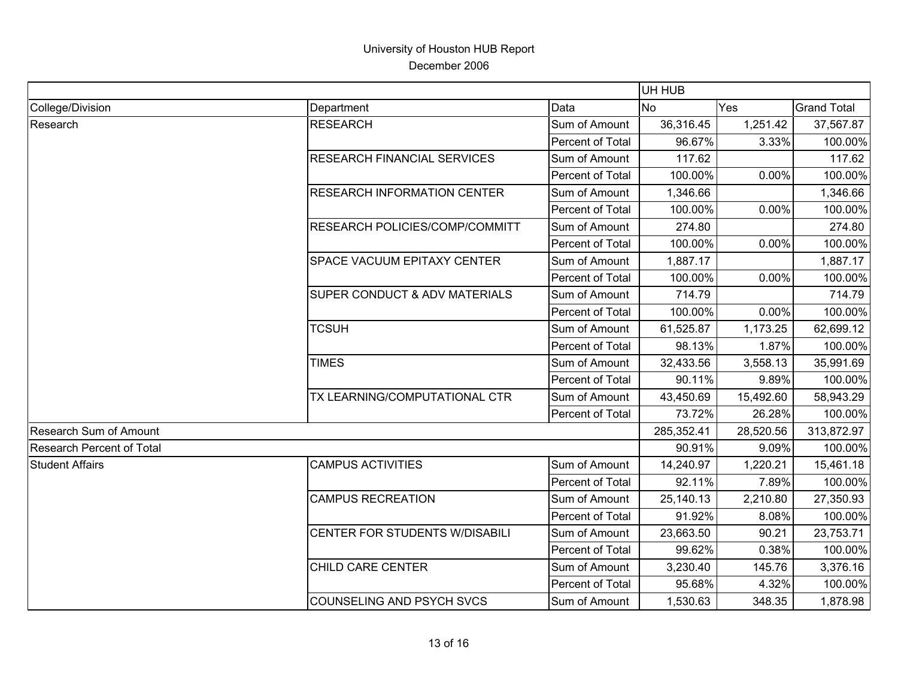# University of Houston HUB Report

December 2006

| | | | UH HUB | | |
|---|---|---|---|---|---|
| College/Division | Department | Data | No | Yes | Grand Total |
| Research | RESEARCH | Sum of Amount | 36,316.45 | 1,251.42 | 37,567.87 |
| | | Percent of Total | 96.67% | 3.33% | 100.00% |
| | RESEARCH FINANCIAL SERVICES | Sum of Amount | 117.62 | | 117.62 |
| | | Percent of Total | 100.00% | 0.00% | 100.00% |
| | RESEARCH INFORMATION CENTER | Sum of Amount | 1,346.66 | | 1,346.66 |
| | | Percent of Total | 100.00% | 0.00% | 100.00% |
| | RESEARCH POLICIES/COMP/COMMITT | Sum of Amount | 274.80 | | 274.80 |
| | | Percent of Total | 100.00% | 0.00% | 100.00% |
| | SPACE VACUUM EPITAXY CENTER | Sum of Amount | 1,887.17 | | 1,887.17 |
| | | Percent of Total | 100.00% | 0.00% | 100.00% |
| | SUPER CONDUCT & ADV MATERIALS | Sum of Amount | 714.79 | | 714.79 |
| | | Percent of Total | 100.00% | 0.00% | 100.00% |
| | TCSUH | Sum of Amount | 61,525.87 | 1,173.25 | 62,699.12 |
| | | Percent of Total | 98.13% | 1.87% | 100.00% |
| | TIMES | Sum of Amount | 32,433.56 | 3,558.13 | 35,991.69 |
| | | Percent of Total | 90.11% | 9.89% | 100.00% |
| | TX LEARNING/COMPUTATIONAL CTR | Sum of Amount | 43,450.69 | 15,492.60 | 58,943.29 |
| | | Percent of Total | 73.72% | 26.28% | 100.00% |
| Research Sum of Amount | | | 285,352.41 | 28,520.56 | 313,872.97 |
| Research Percent of Total | | | 90.91% | 9.09% | 100.00% |
| Student Affairs | CAMPUS ACTIVITIES | Sum of Amount | 14,240.97 | 1,220.21 | 15,461.18 |
| | | Percent of Total | 92.11% | 7.89% | 100.00% |
| | CAMPUS RECREATION | Sum of Amount | 25,140.13 | 2,210.80 | 27,350.93 |
| | | Percent of Total | 91.92% | 8.08% | 100.00% |
| | CENTER FOR STUDENTS W/DISABILI | Sum of Amount | 23,663.50 | 90.21 | 23,753.71 |
| | | Percent of Total | 99.62% | 0.38% | 100.00% |
| | CHILD CARE CENTER | Sum of Amount | 3,230.40 | 145.76 | 3,376.16 |
| | | Percent of Total | 95.68% | 4.32% | 100.00% |
| | COUNSELING AND PSYCH SVCS | Sum of Amount | 1,530.63 | 348.35 | 1,878.98 |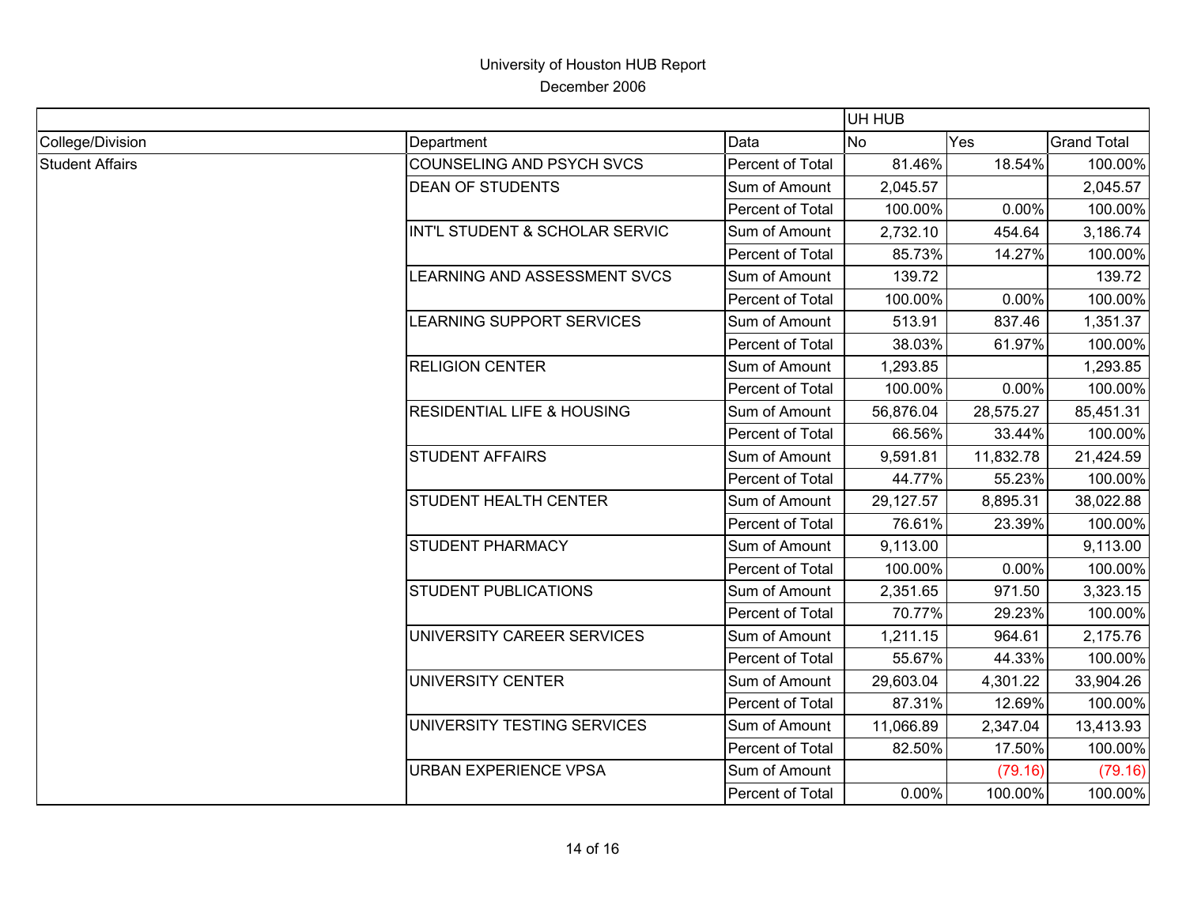# University of Houston HUB Report

December 2006

| | | | UH HUB | | |
|---|---|---|---|---|---|
| College/Division | Department | Data | No | Yes | Grand Total |
| Student Affairs | COUNSELING AND PSYCH SVCS | Percent of Total | 81.46% | 18.54% | 100.00% |
| | DEAN OF STUDENTS | Sum of Amount | 2,045.57 | | 2,045.57 |
| | | Percent of Total | 100.00% | 0.00% | 100.00% |
| | INT'L STUDENT & SCHOLAR SERVIC | Sum of Amount | 2,732.10 | 454.64 | 3,186.74 |
| | | Percent of Total | 85.73% | 14.27% | 100.00% |
| | LEARNING AND ASSESSMENT SVCS | Sum of Amount | 139.72 | | 139.72 |
| | | Percent of Total | 100.00% | 0.00% | 100.00% |
| | LEARNING SUPPORT SERVICES | Sum of Amount | 513.91 | 837.46 | 1,351.37 |
| | | Percent of Total | 38.03% | 61.97% | 100.00% |
| | RELIGION CENTER | Sum of Amount | 1,293.85 | | 1,293.85 |
| | | Percent of Total | 100.00% | 0.00% | 100.00% |
| | RESIDENTIAL LIFE & HOUSING | Sum of Amount | 56,876.04 | 28,575.27 | 85,451.31 |
| | | Percent of Total | 66.56% | 33.44% | 100.00% |
| | STUDENT AFFAIRS | Sum of Amount | 9,591.81 | 11,832.78 | 21,424.59 |
| | | Percent of Total | 44.77% | 55.23% | 100.00% |
| | STUDENT HEALTH CENTER | Sum of Amount | 29,127.57 | 8,895.31 | 38,022.88 |
| | | Percent of Total | 76.61% | 23.39% | 100.00% |
| | STUDENT PHARMACY | Sum of Amount | 9,113.00 | | 9,113.00 |
| | | Percent of Total | 100.00% | 0.00% | 100.00% |
| | STUDENT PUBLICATIONS | Sum of Amount | 2,351.65 | 971.50 | 3,323.15 |
| | | Percent of Total | 70.77% | 29.23% | 100.00% |
| | UNIVERSITY CAREER SERVICES | Sum of Amount | 1,211.15 | 964.61 | 2,175.76 |
| | | Percent of Total | 55.67% | 44.33% | 100.00% |
| | UNIVERSITY CENTER | Sum of Amount | 29,603.04 | 4,301.22 | 33,904.26 |
| | | Percent of Total | 87.31% | 12.69% | 100.00% |
| | UNIVERSITY TESTING SERVICES | Sum of Amount | 11,066.89 | 2,347.04 | 13,413.93 |
| | | Percent of Total | 82.50% | 17.50% | 100.00% |
| | URBAN EXPERIENCE VPSA | Sum of Amount | | (79.16) | (79.16) |
| | | Percent of Total | 0.00% | 100.00% | 100.00% |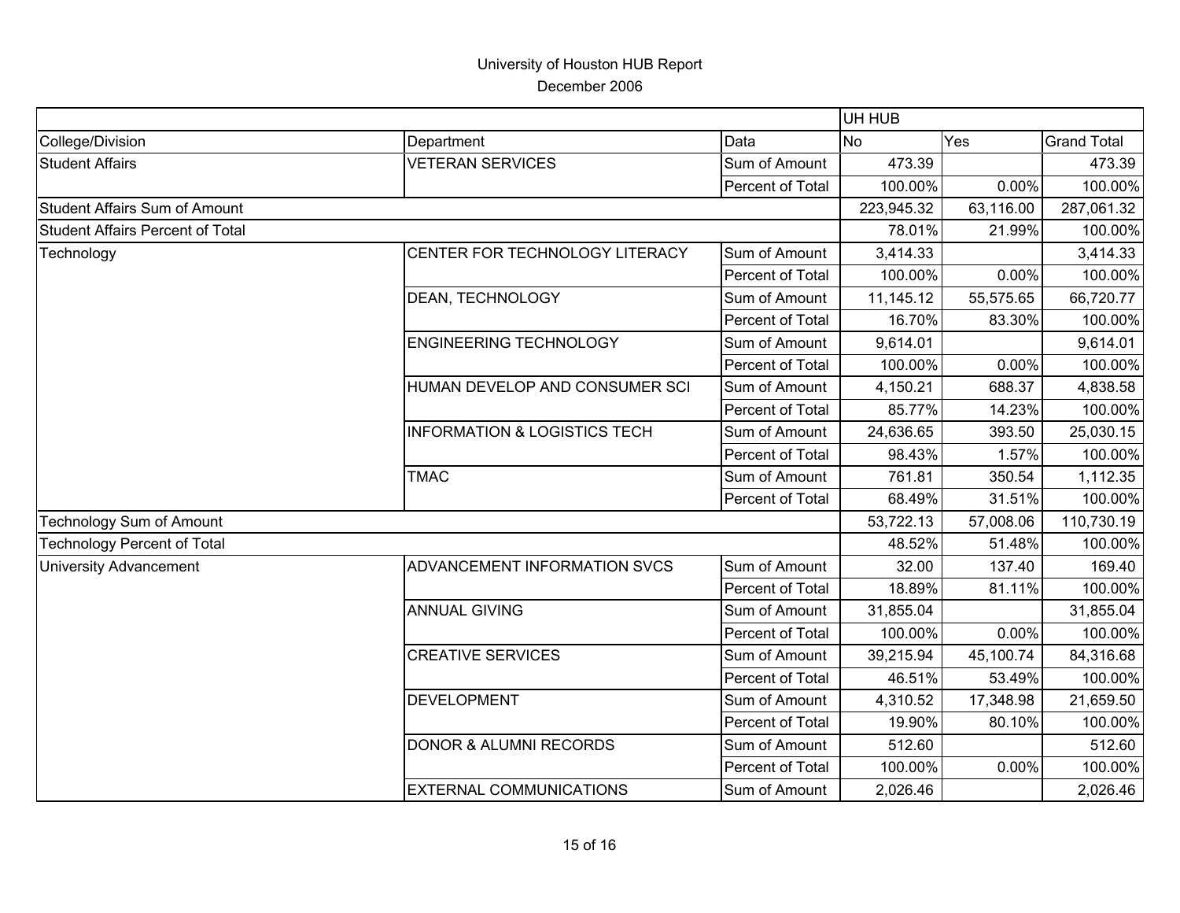University of Houston HUB Report

December 2006

| | | | UH HUB | | |
|---|---|---|---|---|---|
| College/Division | Department | Data | No | Yes | Grand Total |
| Student Affairs | VETERAN SERVICES | Sum of Amount | 473.39 | | 473.39 |
| | | Percent of Total | 100.00% | 0.00% | 100.00% |
| Student Affairs Sum of Amount | | | 223,945.32 | 63,116.00 | 287,061.32 |
| Student Affairs Percent of Total | | | 78.01% | 21.99% | 100.00% |
| Technology | CENTER FOR TECHNOLOGY LITERACY | Sum of Amount | 3,414.33 | | 3,414.33 |
| | | Percent of Total | 100.00% | 0.00% | 100.00% |
| | DEAN, TECHNOLOGY | Sum of Amount | 11,145.12 | 55,575.65 | 66,720.77 |
| | | Percent of Total | 16.70% | 83.30% | 100.00% |
| | ENGINEERING TECHNOLOGY | Sum of Amount | 9,614.01 | | 9,614.01 |
| | | Percent of Total | 100.00% | 0.00% | 100.00% |
| | HUMAN DEVELOP AND CONSUMER SCI | Sum of Amount | 4,150.21 | 688.37 | 4,838.58 |
| | | Percent of Total | 85.77% | 14.23% | 100.00% |
| | INFORMATION & LOGISTICS TECH | Sum of Amount | 24,636.65 | 393.50 | 25,030.15 |
| | | Percent of Total | 98.43% | 1.57% | 100.00% |
| | TMAC | Sum of Amount | 761.81 | 350.54 | 1,112.35 |
| | | Percent of Total | 68.49% | 31.51% | 100.00% |
| Technology Sum of Amount | | | 53,722.13 | 57,008.06 | 110,730.19 |
| Technology Percent of Total | | | 48.52% | 51.48% | 100.00% |
| University Advancement | ADVANCEMENT INFORMATION SVCS | Sum of Amount | 32.00 | 137.40 | 169.40 |
| | | Percent of Total | 18.89% | 81.11% | 100.00% |
| | ANNUAL GIVING | Sum of Amount | 31,855.04 | | 31,855.04 |
| | | Percent of Total | 100.00% | 0.00% | 100.00% |
| | CREATIVE SERVICES | Sum of Amount | 39,215.94 | 45,100.74 | 84,316.68 |
| | | Percent of Total | 46.51% | 53.49% | 100.00% |
| | DEVELOPMENT | Sum of Amount | 4,310.52 | 17,348.98 | 21,659.50 |
| | | Percent of Total | 19.90% | 80.10% | 100.00% |
| | DONOR & ALUMNI RECORDS | Sum of Amount | 512.60 | | 512.60 |
| | | Percent of Total | 100.00% | 0.00% | 100.00% |
| | EXTERNAL COMMUNICATIONS | Sum of Amount | 2,026.46 | | 2,026.46 |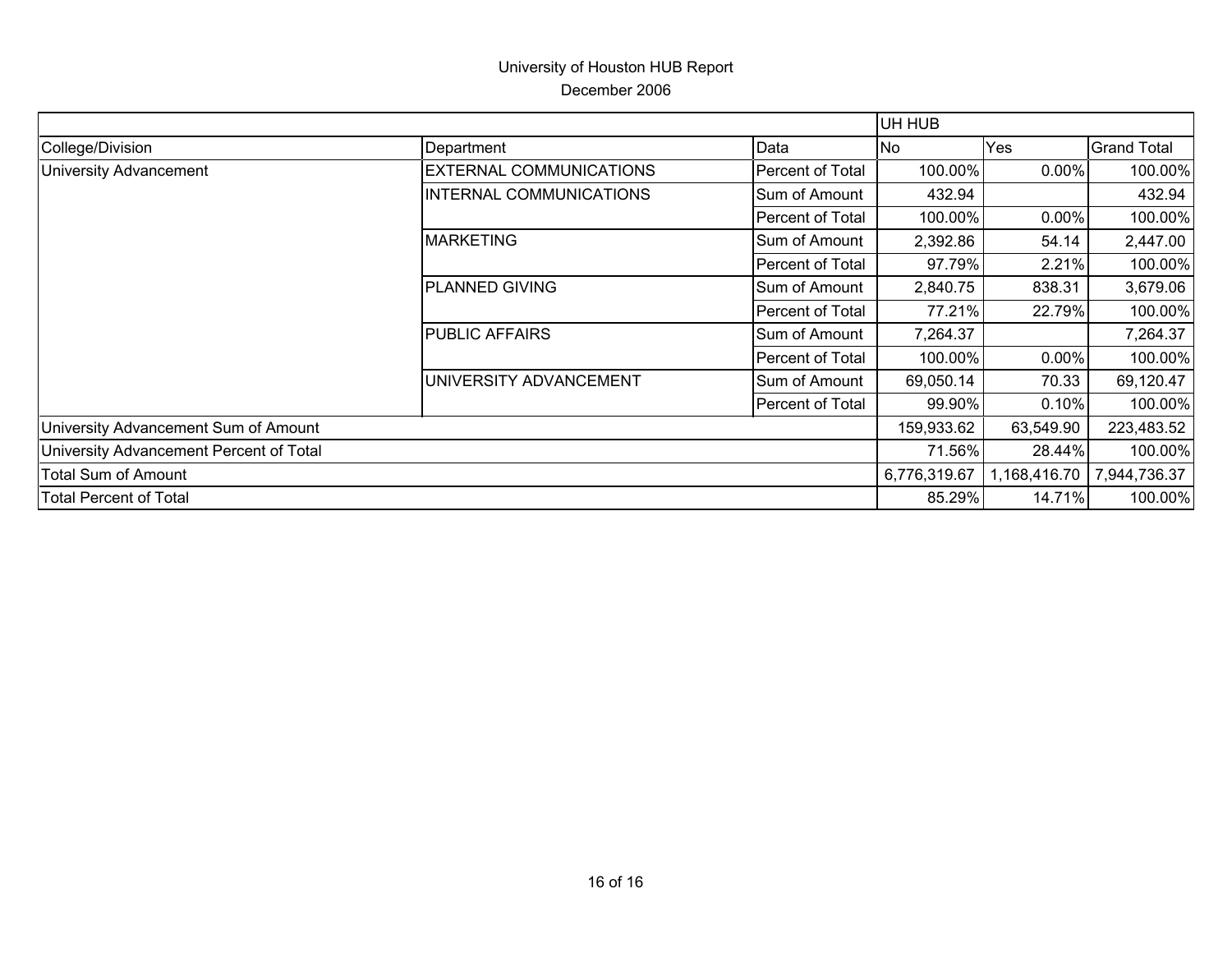University of Houston HUB Report

December 2006

| | | | UH HUB | | |
|---|---|---|---|---|---|
| College/Division | Department | Data | No | Yes | Grand Total |
| University Advancement | EXTERNAL COMMUNICATIONS | Percent of Total | 100.00% | 0.00% | 100.00% |
| | INTERNAL COMMUNICATIONS | Sum of Amount | 432.94 | | 432.94 |
| | | Percent of Total | 100.00% | 0.00% | 100.00% |
| | MARKETING | Sum of Amount | 2,392.86 | 54.14 | 2,447.00 |
| | | Percent of Total | 97.79% | 2.21% | 100.00% |
| | PLANNED GIVING | Sum of Amount | 2,840.75 | 838.31 | 3,679.06 |
| | | Percent of Total | 77.21% | 22.79% | 100.00% |
| | PUBLIC AFFAIRS | Sum of Amount | 7,264.37 | | 7,264.37 |
| | | Percent of Total | 100.00% | 0.00% | 100.00% |
| | UNIVERSITY ADVANCEMENT | Sum of Amount | 69,050.14 | 70.33 | 69,120.47 |
| | | Percent of Total | 99.90% | 0.10% | 100.00% |
| University Advancement Sum of Amount | | | 159,933.62 | 63,549.90 | 223,483.52 |
| University Advancement Percent of Total | | | 71.56% | 28.44% | 100.00% |
| Total Sum of Amount | | | 6,776,319.67 | 1,168,416.70 | 7,944,736.37 |
| Total Percent of Total | | | 85.29% | 14.71% | 100.00% |